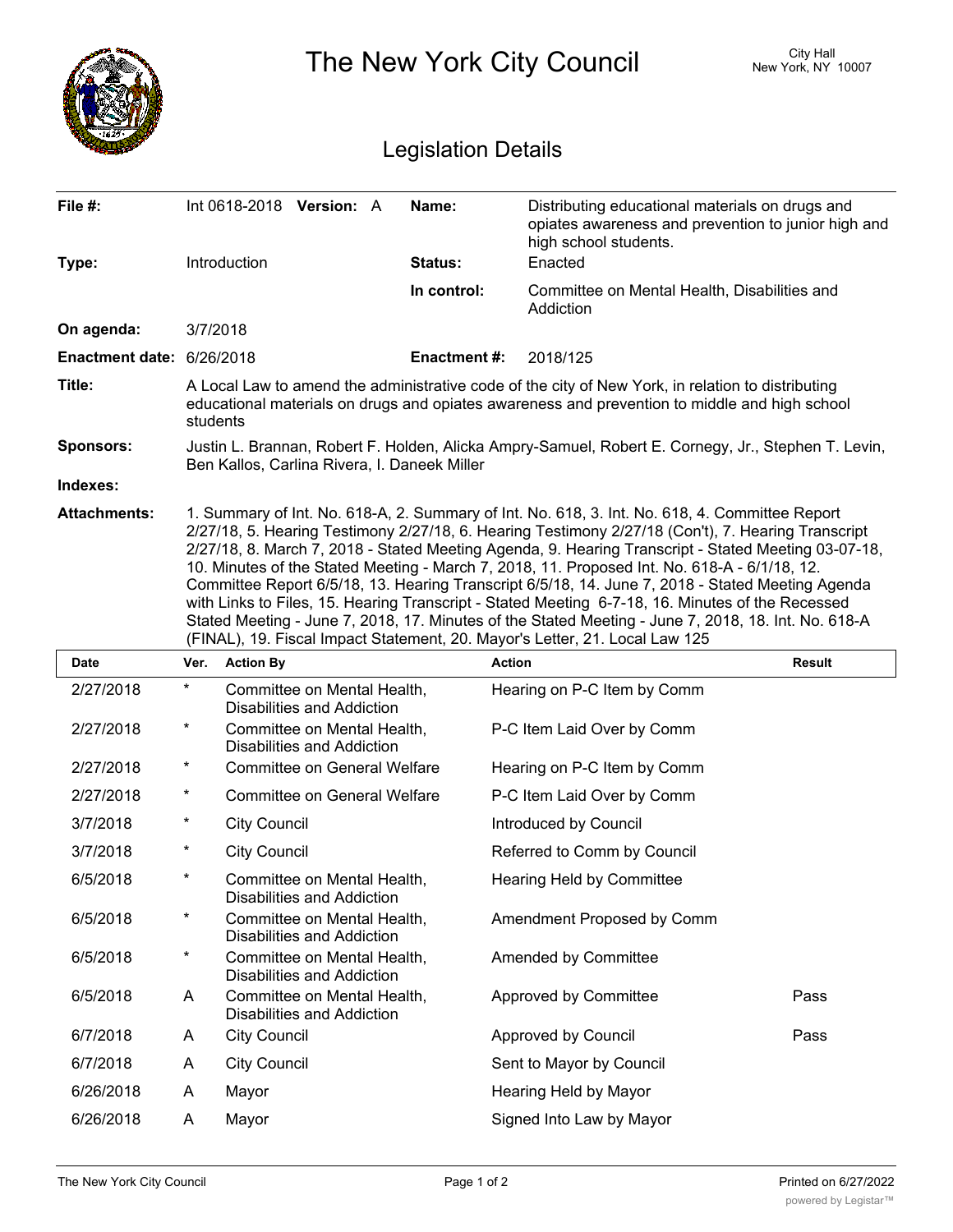# The New York City Council

City Hall
New York, NY 10007

## Legislation Details

| | | | |
|---|---|---|---|
| **File #:** | Int 0618-2018 **Version:** A | **Name:** | Distributing educational materials on drugs and opiates awareness and prevention to junior high and high school students. |
| **Type:** | Introduction | **Status:** | Enacted |
| | | **In control:** | Committee on Mental Health, Disabilities and Addiction |
| **On agenda:** | 3/7/2018 | | |
| **Enactment date:** | 6/26/2018 | **Enactment #:** | 2018/125 |

**Title:** A Local Law to amend the administrative code of the city of New York, in relation to distributing educational materials on drugs and opiates awareness and prevention to middle and high school students

**Sponsors:** Justin L. Brannan, Robert F. Holden, Alicka Ampry-Samuel, Robert E. Cornegy, Jr., Stephen T. Levin, Ben Kallos, Carlina Rivera, I. Daneek Miller

**Indexes:**

**Attachments:** 1. Summary of Int. No. 618-A, 2. Summary of Int. No. 618, 3. Int. No. 618, 4. Committee Report 2/27/18, 5. Hearing Testimony 2/27/18, 6. Hearing Testimony 2/27/18 (Con't), 7. Hearing Transcript 2/27/18, 8. March 7, 2018 - Stated Meeting Agenda, 9. Hearing Transcript - Stated Meeting 03-07-18, 10. Minutes of the Stated Meeting - March 7, 2018, 11. Proposed Int. No. 618-A - 6/1/18, 12. Committee Report 6/5/18, 13. Hearing Transcript 6/5/18, 14. June 7, 2018 - Stated Meeting Agenda with Links to Files, 15. Hearing Transcript - Stated Meeting 6-7-18, 16. Minutes of the Recessed Stated Meeting - June 7, 2018, 17. Minutes of the Stated Meeting - June 7, 2018, 18. Int. No. 618-A (FINAL), 19. Fiscal Impact Statement, 20. Mayor's Letter, 21. Local Law 125

| Date | Ver. | Action By | Action | Result |
|---|---|---|---|---|
| 2/27/2018 | * | Committee on Mental Health, Disabilities and Addiction | Hearing on P-C Item by Comm | |
| 2/27/2018 | * | Committee on Mental Health, Disabilities and Addiction | P-C Item Laid Over by Comm | |
| 2/27/2018 | * | Committee on General Welfare | Hearing on P-C Item by Comm | |
| 2/27/2018 | * | Committee on General Welfare | P-C Item Laid Over by Comm | |
| 3/7/2018 | * | City Council | Introduced by Council | |
| 3/7/2018 | * | City Council | Referred to Comm by Council | |
| 6/5/2018 | * | Committee on Mental Health, Disabilities and Addiction | Hearing Held by Committee | |
| 6/5/2018 | * | Committee on Mental Health, Disabilities and Addiction | Amendment Proposed by Comm | |
| 6/5/2018 | * | Committee on Mental Health, Disabilities and Addiction | Amended by Committee | |
| 6/5/2018 | A | Committee on Mental Health, Disabilities and Addiction | Approved by Committee | Pass |
| 6/7/2018 | A | City Council | Approved by Council | Pass |
| 6/7/2018 | A | City Council | Sent to Mayor by Council | |
| 6/26/2018 | A | Mayor | Hearing Held by Mayor | |
| 6/26/2018 | A | Mayor | Signed Into Law by Mayor | |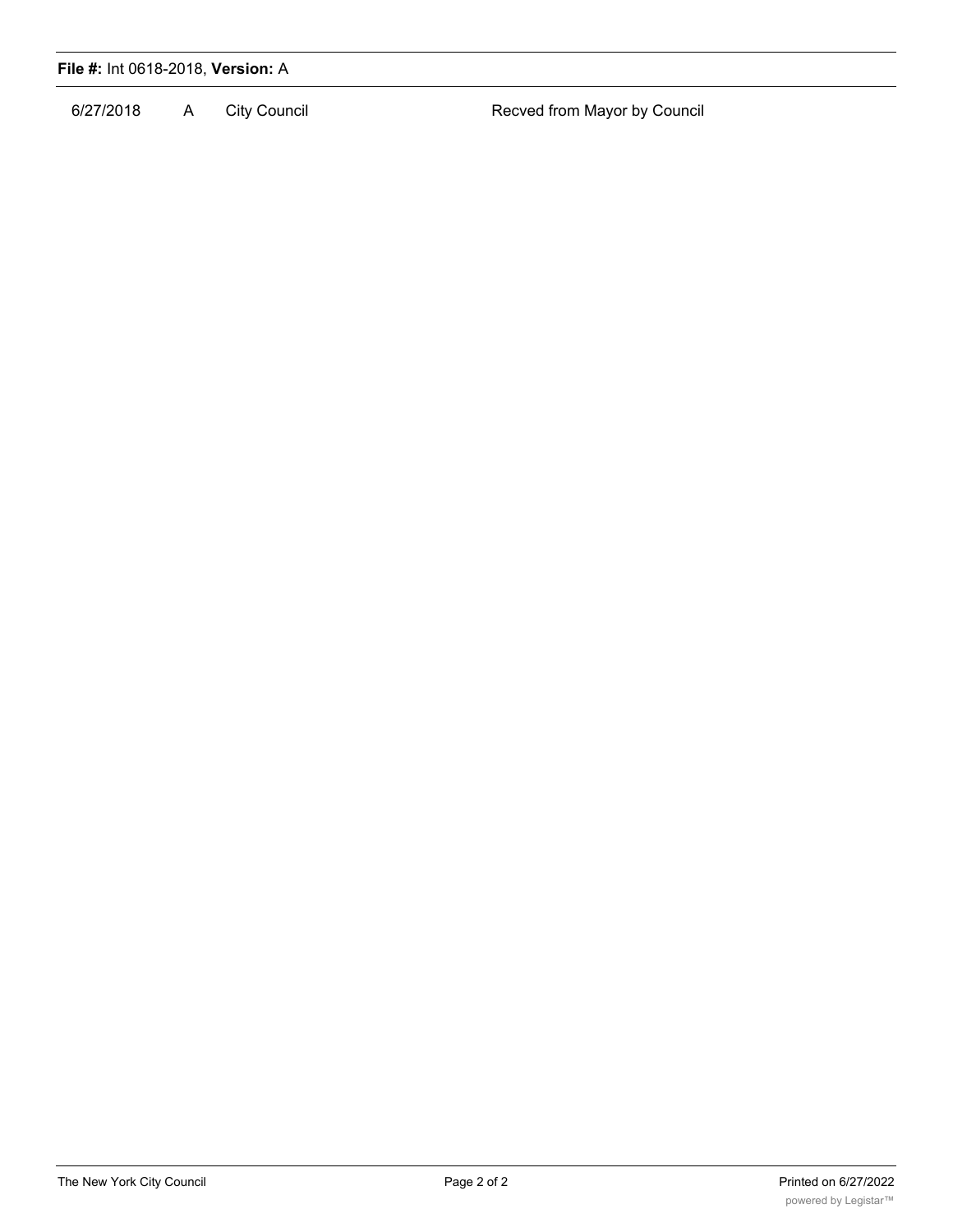**File #:** Int 0618-2018, **Version:** A

| | | | |
|---|---|---|---|
| 6/27/2018 | A | City Council | Recved from Mayor by Council |